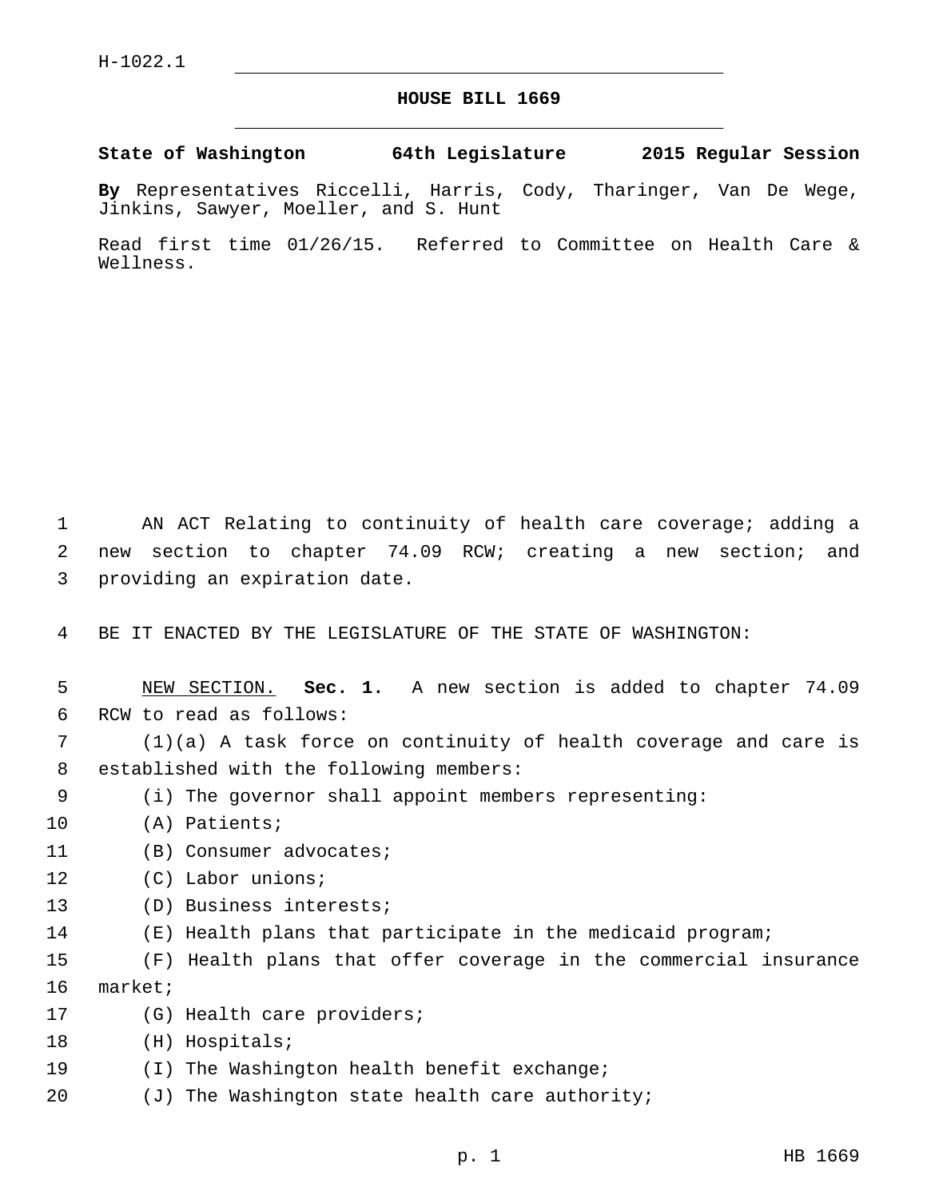H-1022.1

# HOUSE BILL 1669

**State of Washington 64th Legislature 2015 Regular Session**

**By** Representatives Riccelli, Harris, Cody, Tharinger, Van De Wege, Jinkins, Sawyer, Moeller, and S. Hunt

Read first time 01/26/15. Referred to Committee on Health Care & Wellness.

AN ACT Relating to continuity of health care coverage; adding a new section to chapter 74.09 RCW; creating a new section; and providing an expiration date.

BE IT ENACTED BY THE LEGISLATURE OF THE STATE OF WASHINGTON:

NEW SECTION. **Sec. 1.** A new section is added to chapter 74.09 RCW to read as follows:

(1)(a) A task force on continuity of health coverage and care is established with the following members:

(i) The governor shall appoint members representing:

(A) Patients;

(B) Consumer advocates;

(C) Labor unions;

(D) Business interests;

(E) Health plans that participate in the medicaid program;

(F) Health plans that offer coverage in the commercial insurance market;

(G) Health care providers;

(H) Hospitals;

(I) The Washington health benefit exchange;

(J) The Washington state health care authority;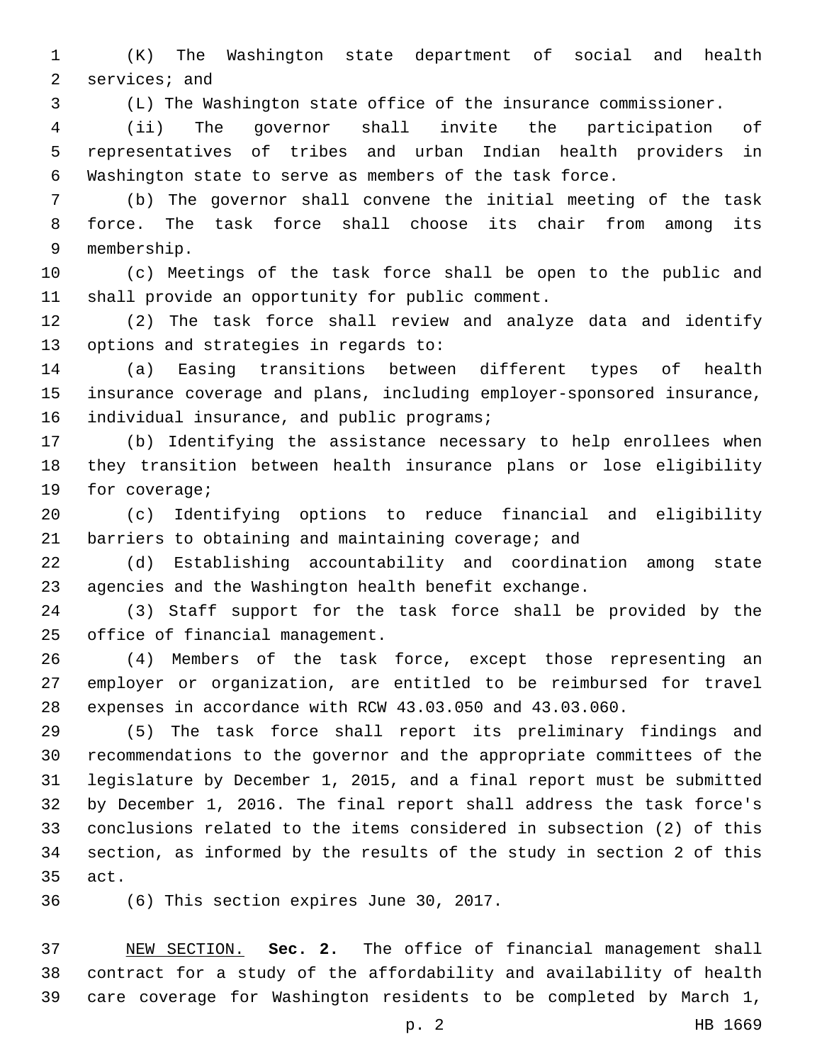(K) The Washington state department of social and health services; and

(L) The Washington state office of the insurance commissioner.

(ii) The governor shall invite the participation of representatives of tribes and urban Indian health providers in Washington state to serve as members of the task force.

(b) The governor shall convene the initial meeting of the task force. The task force shall choose its chair from among its membership.

(c) Meetings of the task force shall be open to the public and shall provide an opportunity for public comment.

(2) The task force shall review and analyze data and identify options and strategies in regards to:

(a) Easing transitions between different types of health insurance coverage and plans, including employer-sponsored insurance, individual insurance, and public programs;

(b) Identifying the assistance necessary to help enrollees when they transition between health insurance plans or lose eligibility for coverage;

(c) Identifying options to reduce financial and eligibility barriers to obtaining and maintaining coverage; and

(d) Establishing accountability and coordination among state agencies and the Washington health benefit exchange.

(3) Staff support for the task force shall be provided by the office of financial management.

(4) Members of the task force, except those representing an employer or organization, are entitled to be reimbursed for travel expenses in accordance with RCW 43.03.050 and 43.03.060.

(5) The task force shall report its preliminary findings and recommendations to the governor and the appropriate committees of the legislature by December 1, 2015, and a final report must be submitted by December 1, 2016. The final report shall address the task force's conclusions related to the items considered in subsection (2) of this section, as informed by the results of the study in section 2 of this act.

(6) This section expires June 30, 2017.

NEW SECTION. **Sec. 2.** The office of financial management shall contract for a study of the affordability and availability of health care coverage for Washington residents to be completed by March 1,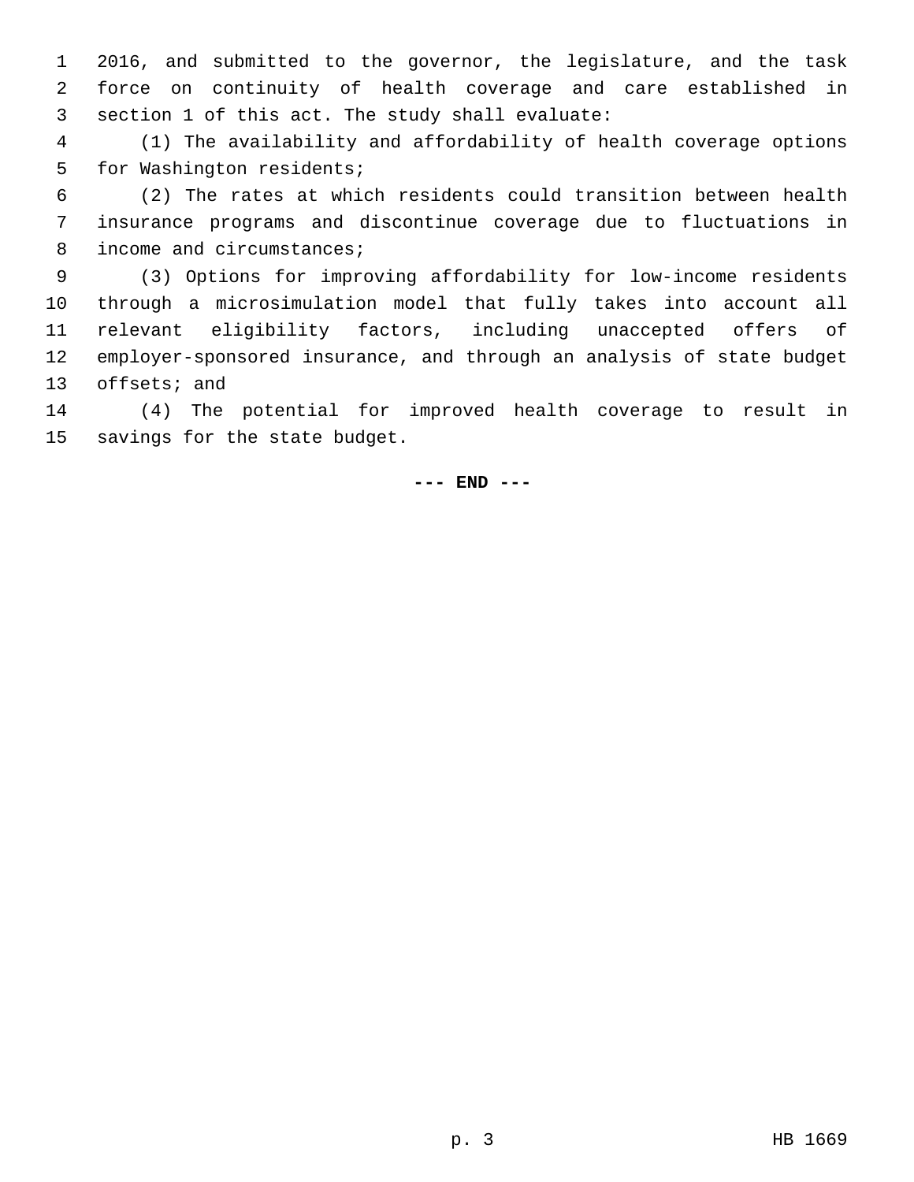2016, and submitted to the governor, the legislature, and the task force on continuity of health coverage and care established in section 1 of this act. The study shall evaluate:

(1) The availability and affordability of health coverage options for Washington residents;

(2) The rates at which residents could transition between health insurance programs and discontinue coverage due to fluctuations in income and circumstances;

(3) Options for improving affordability for low-income residents through a microsimulation model that fully takes into account all relevant eligibility factors, including unaccepted offers of employer-sponsored insurance, and through an analysis of state budget offsets; and

(4) The potential for improved health coverage to result in savings for the state budget.

**--- END ---**